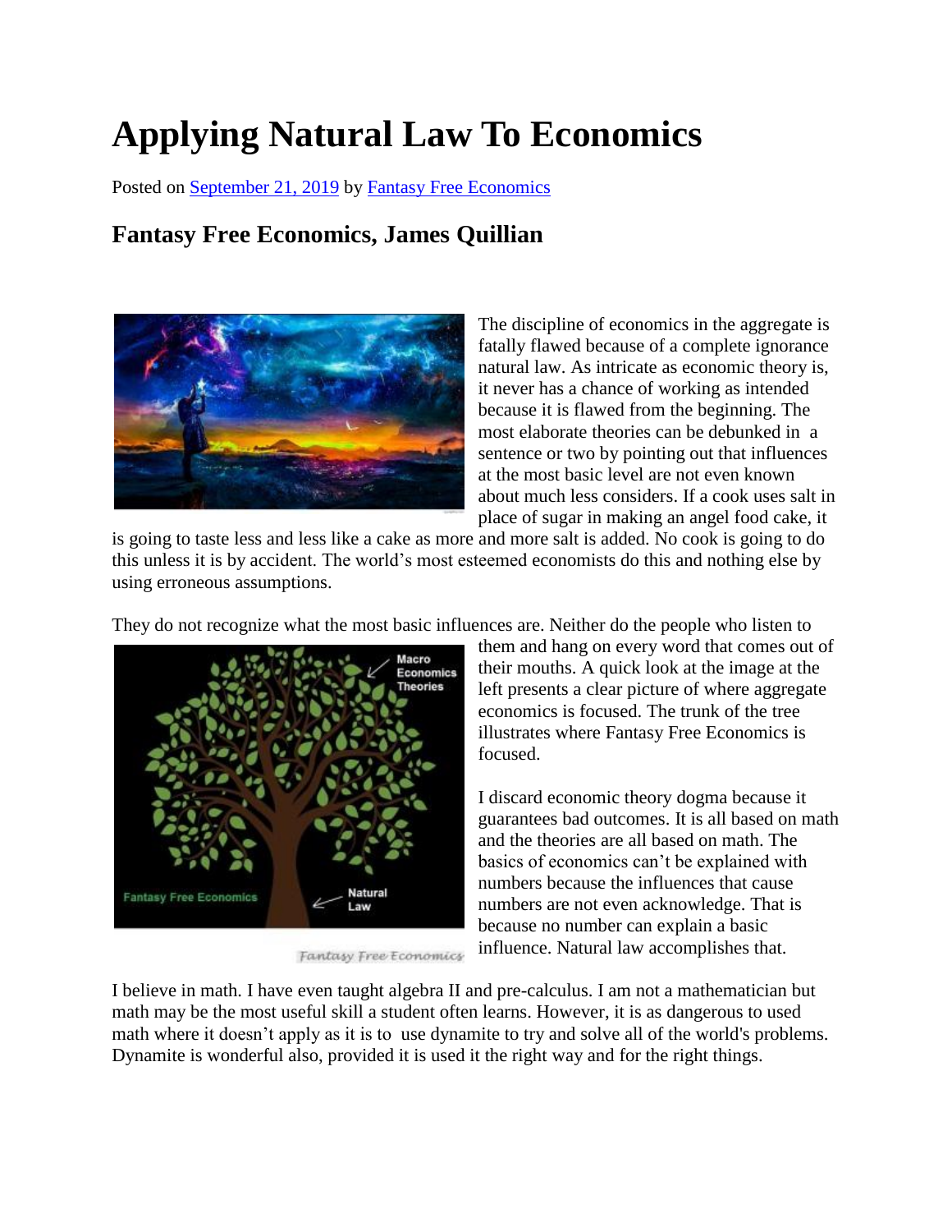# Applying Natural Law To Economics

Posted on September 21, 2019 by Fantasy Free Economics

## Fantasy Free Economics, James Quillian

The discipline of economics in the aggregate is fatally flawed because of a complete ignorance natural law. As intricate as economic theory is, it never has a chance of working as intended because it is flawed from the beginning. The most elaborate theories can be debunked in a sentence or two by pointing out that influences at the most basic level are not even known about much less considers. If a cook uses salt in place of sugar in making an angel food cake, it is going to taste less and less like a cake as more and more salt is added. No cook is going to do this unless it is by accident. The world's most esteemed economists do this and nothing else by using erroneous assumptions.

They do not recognize what the most basic influences are. Neither do the people who listen to them and hang on every word that comes out of their mouths. A quick look at the image at the left presents a clear picture of where aggregate economics is focused. The trunk of the tree illustrates where Fantasy Free Economics is focused.

I discard economic theory dogma because it guarantees bad outcomes. It is all based on math and the theories are all based on math. The basics of economics can't be explained with numbers because the influences that cause numbers are not even acknowledge. That is because no number can explain a basic influence. Natural law accomplishes that.

I believe in math. I have even taught algebra II and pre-calculus. I am not a mathematician but math may be the most useful skill a student often learns. However, it is as dangerous to used math where it doesn't apply as it is to use dynamite to try and solve all of the world's problems. Dynamite is wonderful also, provided it is used it the right way and for the right things.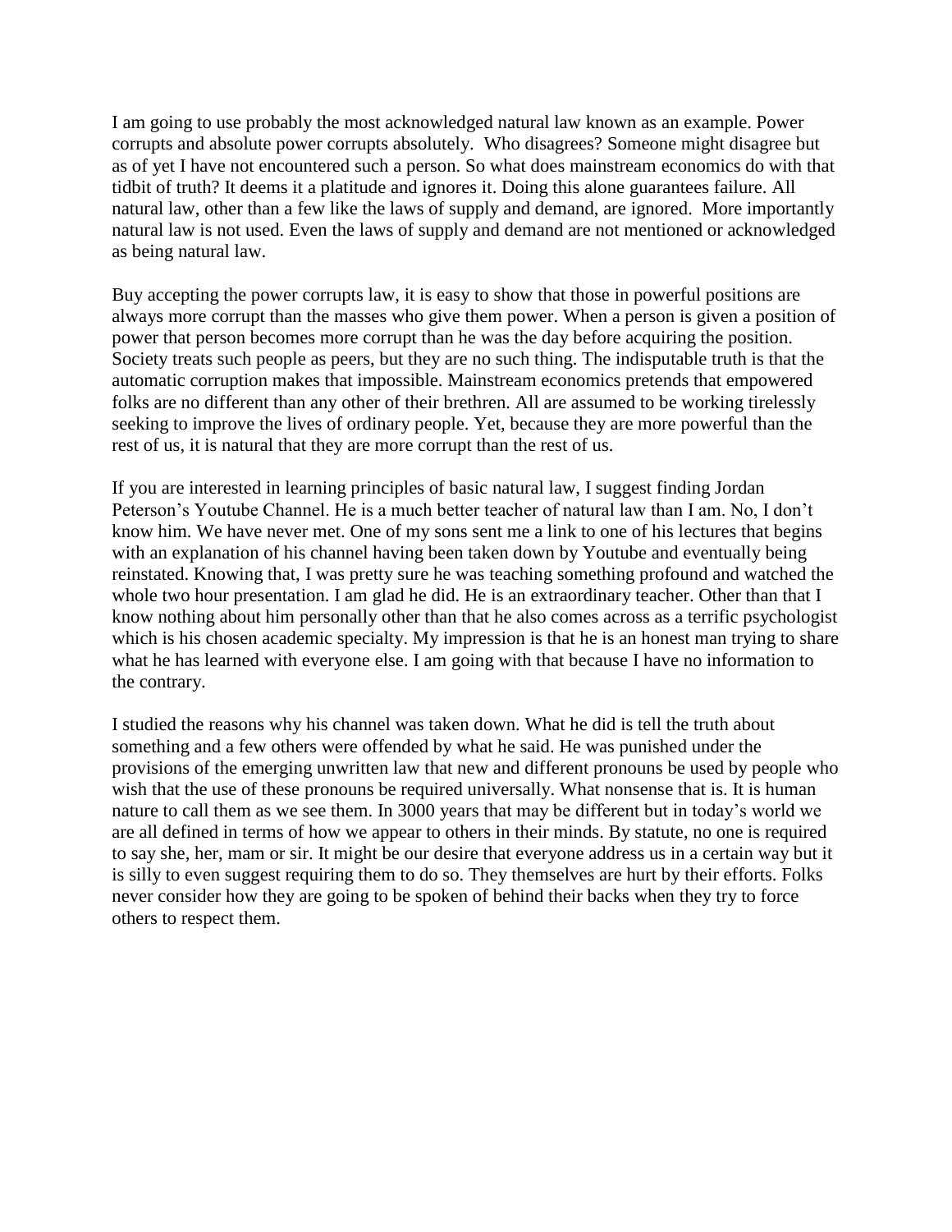I am going to use probably the most acknowledged natural law known as an example. Power corrupts and absolute power corrupts absolutely. Who disagrees? Someone might disagree but as of yet I have not encountered such a person. So what does mainstream economics do with that tidbit of truth? It deems it a platitude and ignores it. Doing this alone guarantees failure. All natural law, other than a few like the laws of supply and demand, are ignored. More importantly natural law is not used. Even the laws of supply and demand are not mentioned or acknowledged as being natural law.

Buy accepting the power corrupts law, it is easy to show that those in powerful positions are always more corrupt than the masses who give them power. When a person is given a position of power that person becomes more corrupt than he was the day before acquiring the position. Society treats such people as peers, but they are no such thing. The indisputable truth is that the automatic corruption makes that impossible. Mainstream economics pretends that empowered folks are no different than any other of their brethren. All are assumed to be working tirelessly seeking to improve the lives of ordinary people. Yet, because they are more powerful than the rest of us, it is natural that they are more corrupt than the rest of us.

If you are interested in learning principles of basic natural law, I suggest finding Jordan Peterson's Youtube Channel. He is a much better teacher of natural law than I am. No, I don't know him. We have never met. One of my sons sent me a link to one of his lectures that begins with an explanation of his channel having been taken down by Youtube and eventually being reinstated. Knowing that, I was pretty sure he was teaching something profound and watched the whole two hour presentation. I am glad he did. He is an extraordinary teacher. Other than that I know nothing about him personally other than that he also comes across as a terrific psychologist which is his chosen academic specialty. My impression is that he is an honest man trying to share what he has learned with everyone else. I am going with that because I have no information to the contrary.

I studied the reasons why his channel was taken down. What he did is tell the truth about something and a few others were offended by what he said. He was punished under the provisions of the emerging unwritten law that new and different pronouns be used by people who wish that the use of these pronouns be required universally. What nonsense that is. It is human nature to call them as we see them. In 3000 years that may be different but in today's world we are all defined in terms of how we appear to others in their minds. By statute, no one is required to say she, her, mam or sir. It might be our desire that everyone address us in a certain way but it is silly to even suggest requiring them to do so. They themselves are hurt by their efforts. Folks never consider how they are going to be spoken of behind their backs when they try to force others to respect them.